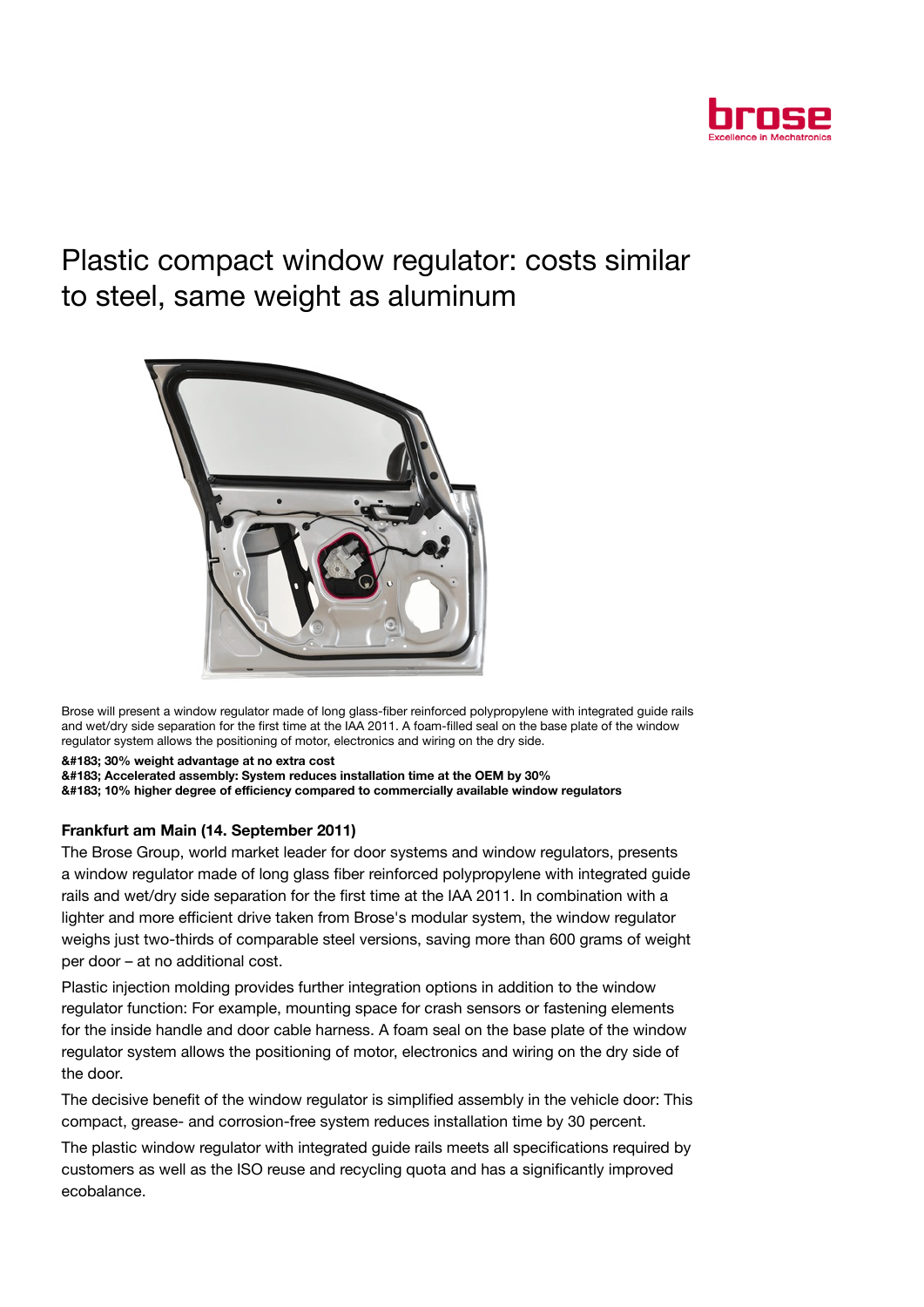# Plastic compact window regulator: costs similar to steel, same weight as aluminum

Brose will present a window regulator made of long glass-fiber reinforced polypropylene with integrated guide rails and wet/dry side separation for the first time at the IAA 2011. A foam-filled seal on the base plate of the window regulator system allows the positioning of motor, electronics and wiring on the dry side.

**&#183; 30% weight advantage at no extra cost**
**&#183; Accelerated assembly: System reduces installation time at the OEM by 30%**
**&#183; 10% higher degree of efficiency compared to commercially available window regulators**

**Frankfurt am Main (14. September 2011)**

The Brose Group, world market leader for door systems and window regulators, presents a window regulator made of long glass fiber reinforced polypropylene with integrated guide rails and wet/dry side separation for the first time at the IAA 2011. In combination with a lighter and more efficient drive taken from Brose's modular system, the window regulator weighs just two-thirds of comparable steel versions, saving more than 600 grams of weight per door – at no additional cost.

Plastic injection molding provides further integration options in addition to the window regulator function: For example, mounting space for crash sensors or fastening elements for the inside handle and door cable harness. A foam seal on the base plate of the window regulator system allows the positioning of motor, electronics and wiring on the dry side of the door.

The decisive benefit of the window regulator is simplified assembly in the vehicle door: This compact, grease- and corrosion-free system reduces installation time by 30 percent.

The plastic window regulator with integrated guide rails meets all specifications required by customers as well as the ISO reuse and recycling quota and has a significantly improved ecobalance.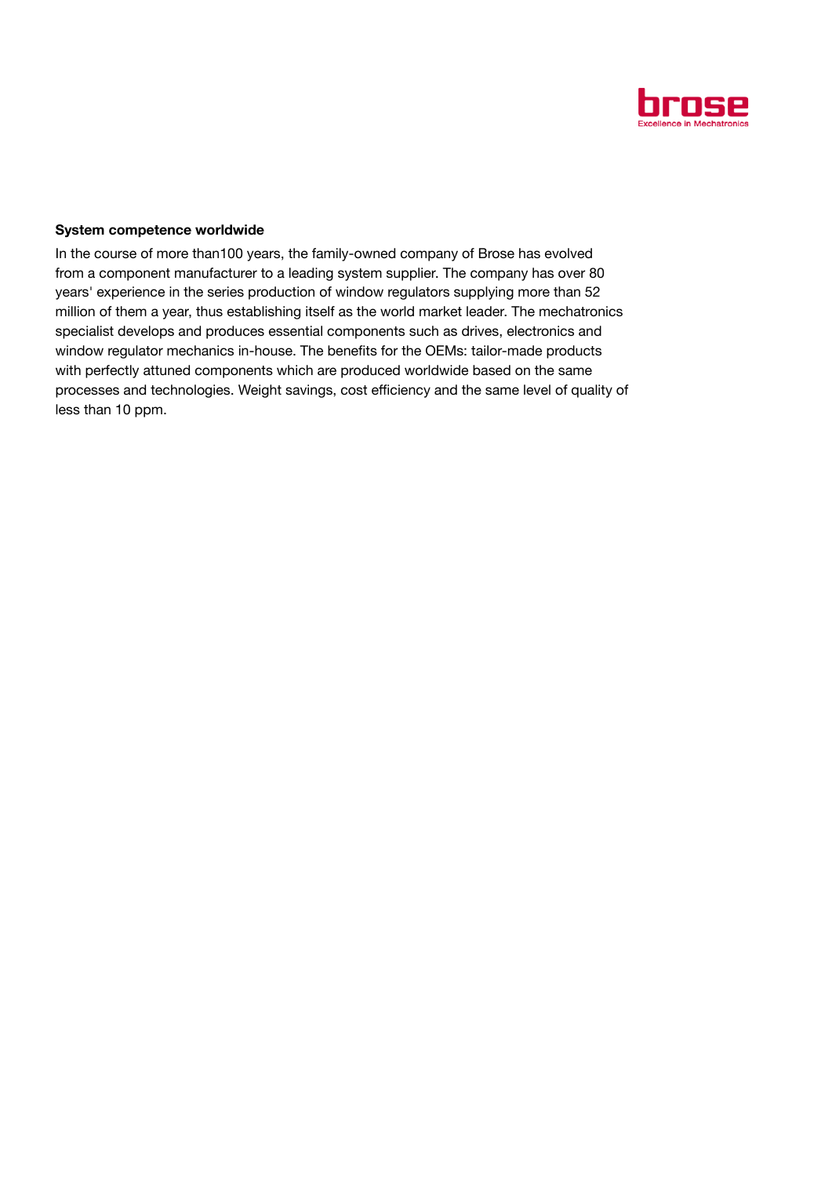**System competence worldwide**

In the course of more than100 years, the family-owned company of Brose has evolved from a component manufacturer to a leading system supplier. The company has over 80 years' experience in the series production of window regulators supplying more than 52 million of them a year, thus establishing itself as the world market leader. The mechatronics specialist develops and produces essential components such as drives, electronics and window regulator mechanics in-house. The benefits for the OEMs: tailor-made products with perfectly attuned components which are produced worldwide based on the same processes and technologies. Weight savings, cost efficiency and the same level of quality of less than 10 ppm.